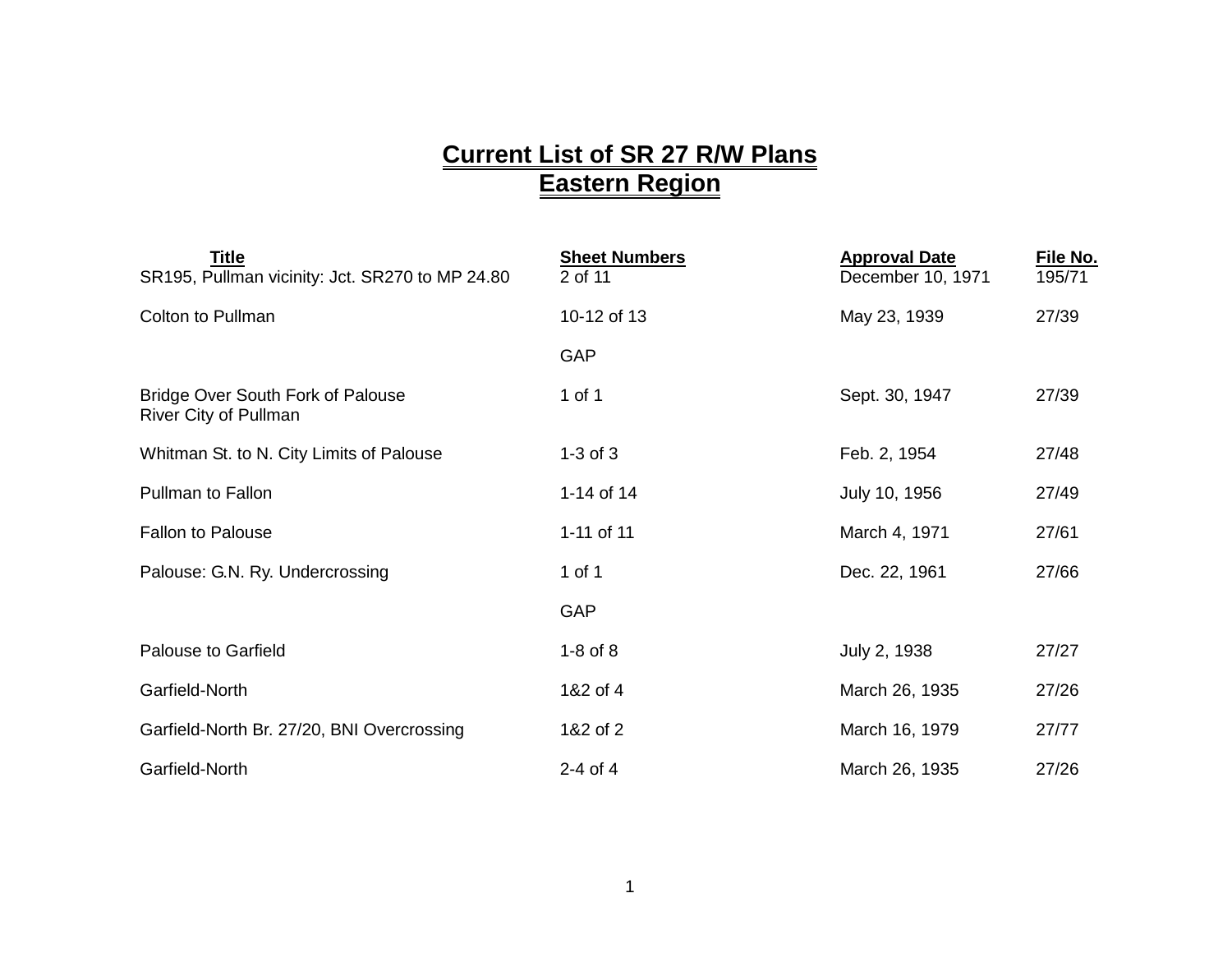# Current List of SR 27 R/W Plans
## Eastern Region

| Title | Sheet Numbers | Approval Date | File No. |
|---|---|---|---|
| SR195, Pullman vicinity: Jct. SR270 to MP 24.80 | 2 of 11 | December 10, 1971 | 195/71 |
| Colton to Pullman | 10-12 of 13 | May 23, 1939 | 27/39 |
| | GAP | | |
| Bridge Over South Fork of Palouse River City of Pullman | 1 of 1 | Sept. 30, 1947 | 27/39 |
| Whitman St. to N. City Limits of Palouse | 1-3 of 3 | Feb. 2, 1954 | 27/48 |
| Pullman to Fallon | 1-14 of 14 | July 10, 1956 | 27/49 |
| Fallon to Palouse | 1-11 of 11 | March 4, 1971 | 27/61 |
| Palouse: G.N. Ry. Undercrossing | 1 of 1 | Dec. 22, 1961 | 27/66 |
| | GAP | | |
| Palouse to Garfield | 1-8 of 8 | July 2, 1938 | 27/27 |
| Garfield-North | 1&2 of 4 | March 26, 1935 | 27/26 |
| Garfield-North Br. 27/20, BNI Overcrossing | 1&2 of 2 | March 16, 1979 | 27/77 |
| Garfield-North | 2-4 of 4 | March 26, 1935 | 27/26 |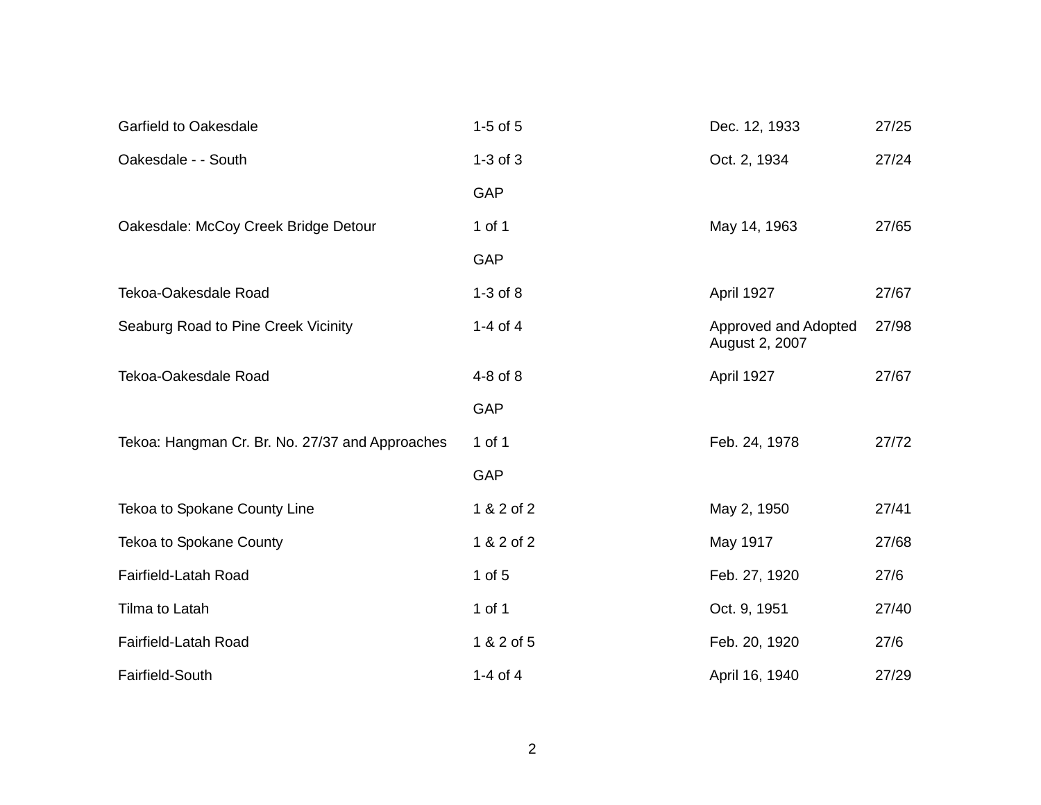| | | | |
|---|---|---|---|
| Garfield to Oakesdale | 1-5 of 5 | Dec. 12, 1933 | 27/25 |
| Oakesdale - - South | 1-3 of 3 | Oct. 2, 1934 | 27/24 |
| | GAP | | |
| Oakesdale: McCoy Creek Bridge Detour | 1 of 1 | May 14, 1963 | 27/65 |
| | GAP | | |
| Tekoa-Oakesdale Road | 1-3 of 8 | April 1927 | 27/67 |
| Seaburg Road to Pine Creek Vicinity | 1-4 of 4 | Approved and Adopted August 2, 2007 | 27/98 |
| Tekoa-Oakesdale Road | 4-8 of 8 | April 1927 | 27/67 |
| | GAP | | |
| Tekoa: Hangman Cr. Br. No. 27/37 and Approaches | 1 of 1 | Feb. 24, 1978 | 27/72 |
| | GAP | | |
| Tekoa to Spokane County Line | 1 & 2 of 2 | May 2, 1950 | 27/41 |
| Tekoa to Spokane County | 1 & 2 of 2 | May 1917 | 27/68 |
| Fairfield-Latah Road | 1 of 5 | Feb. 27, 1920 | 27/6 |
| Tilma to Latah | 1 of 1 | Oct. 9, 1951 | 27/40 |
| Fairfield-Latah Road | 1 & 2 of 5 | Feb. 20, 1920 | 27/6 |
| Fairfield-South | 1-4 of 4 | April 16, 1940 | 27/29 |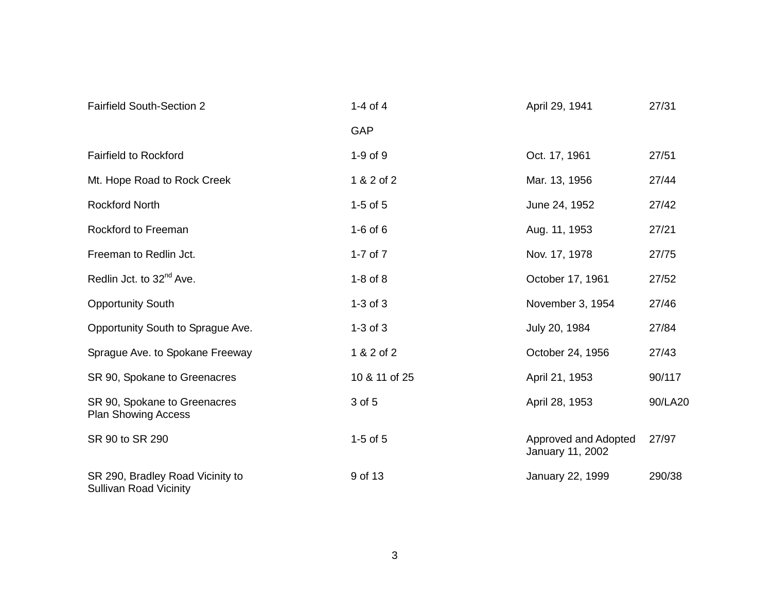| | | | |
|---|---|---|---|
| Fairfield South-Section 2 | 1-4 of 4 | April 29, 1941 | 27/31 |
| | GAP | | |
| Fairfield to Rockford | 1-9 of 9 | Oct. 17, 1961 | 27/51 |
| Mt. Hope Road to Rock Creek | 1 & 2 of 2 | Mar. 13, 1956 | 27/44 |
| Rockford North | 1-5 of 5 | June 24, 1952 | 27/42 |
| Rockford to Freeman | 1-6 of 6 | Aug. 11, 1953 | 27/21 |
| Freeman to Redlin Jct. | 1-7 of 7 | Nov. 17, 1978 | 27/75 |
| Redlin Jct. to 32nd Ave. | 1-8 of 8 | October 17, 1961 | 27/52 |
| Opportunity South | 1-3 of 3 | November 3, 1954 | 27/46 |
| Opportunity South to Sprague Ave. | 1-3 of 3 | July 20, 1984 | 27/84 |
| Sprague Ave. to Spokane Freeway | 1 & 2 of 2 | October 24, 1956 | 27/43 |
| SR 90, Spokane to Greenacres | 10 & 11 of 25 | April 21, 1953 | 90/117 |
| SR 90, Spokane to Greenacres Plan Showing Access | 3 of 5 | April 28, 1953 | 90/LA20 |
| SR 90 to SR 290 | 1-5 of 5 | Approved and Adopted January 11, 2002 | 27/97 |
| SR 290, Bradley Road Vicinity to Sullivan Road Vicinity | 9 of 13 | January 22, 1999 | 290/38 |